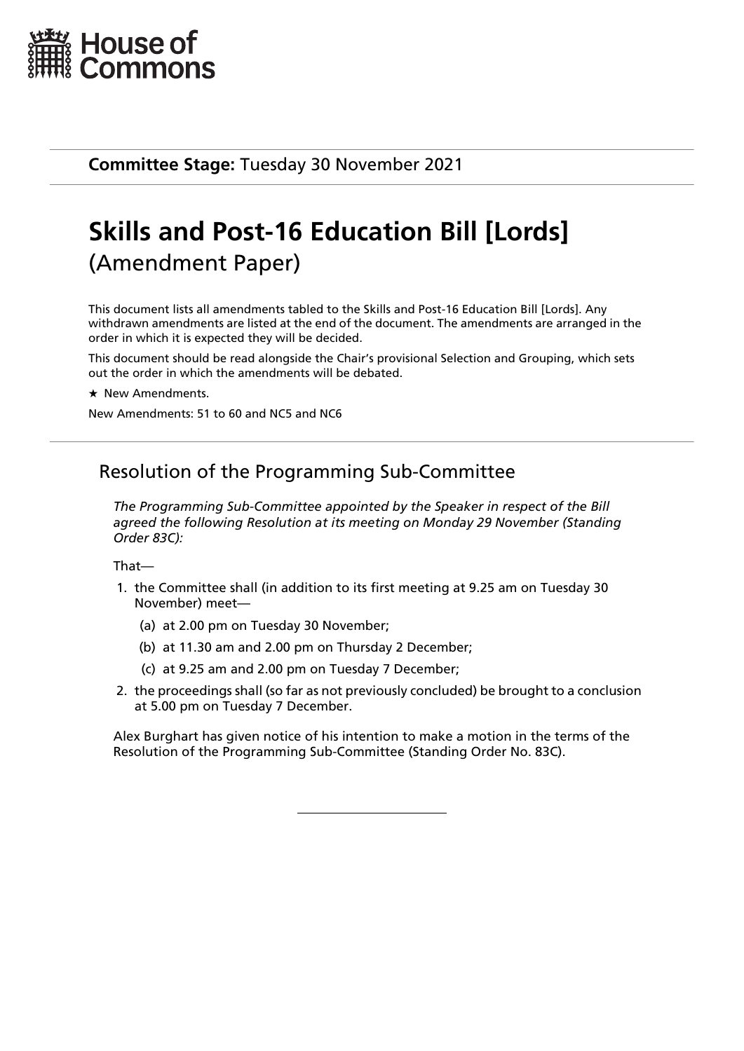House of Commons

**Committee Stage:** Tuesday 30 November 2021

# Skills and Post-16 Education Bill [Lords]
## (Amendment Paper)

This document lists all amendments tabled to the Skills and Post-16 Education Bill [Lords]. Any withdrawn amendments are listed at the end of the document. The amendments are arranged in the order in which it is expected they will be decided.

This document should be read alongside the Chair's provisional Selection and Grouping, which sets out the order in which the amendments will be debated.

★ New Amendments.

New Amendments: 51 to 60 and NC5 and NC6

## Resolution of the Programming Sub-Committee

*The Programming Sub-Committee appointed by the Speaker in respect of the Bill agreed the following Resolution at its meeting on Monday 29 November (Standing Order 83C):*

That—

1. the Committee shall (in addition to its first meeting at 9.25 am on Tuesday 30 November) meet—
   - (a) at 2.00 pm on Tuesday 30 November;
   - (b) at 11.30 am and 2.00 pm on Thursday 2 December;
   - (c) at 9.25 am and 2.00 pm on Tuesday 7 December;
2. the proceedings shall (so far as not previously concluded) be brought to a conclusion at 5.00 pm on Tuesday 7 December.

Alex Burghart has given notice of his intention to make a motion in the terms of the Resolution of the Programming Sub-Committee (Standing Order No. 83C).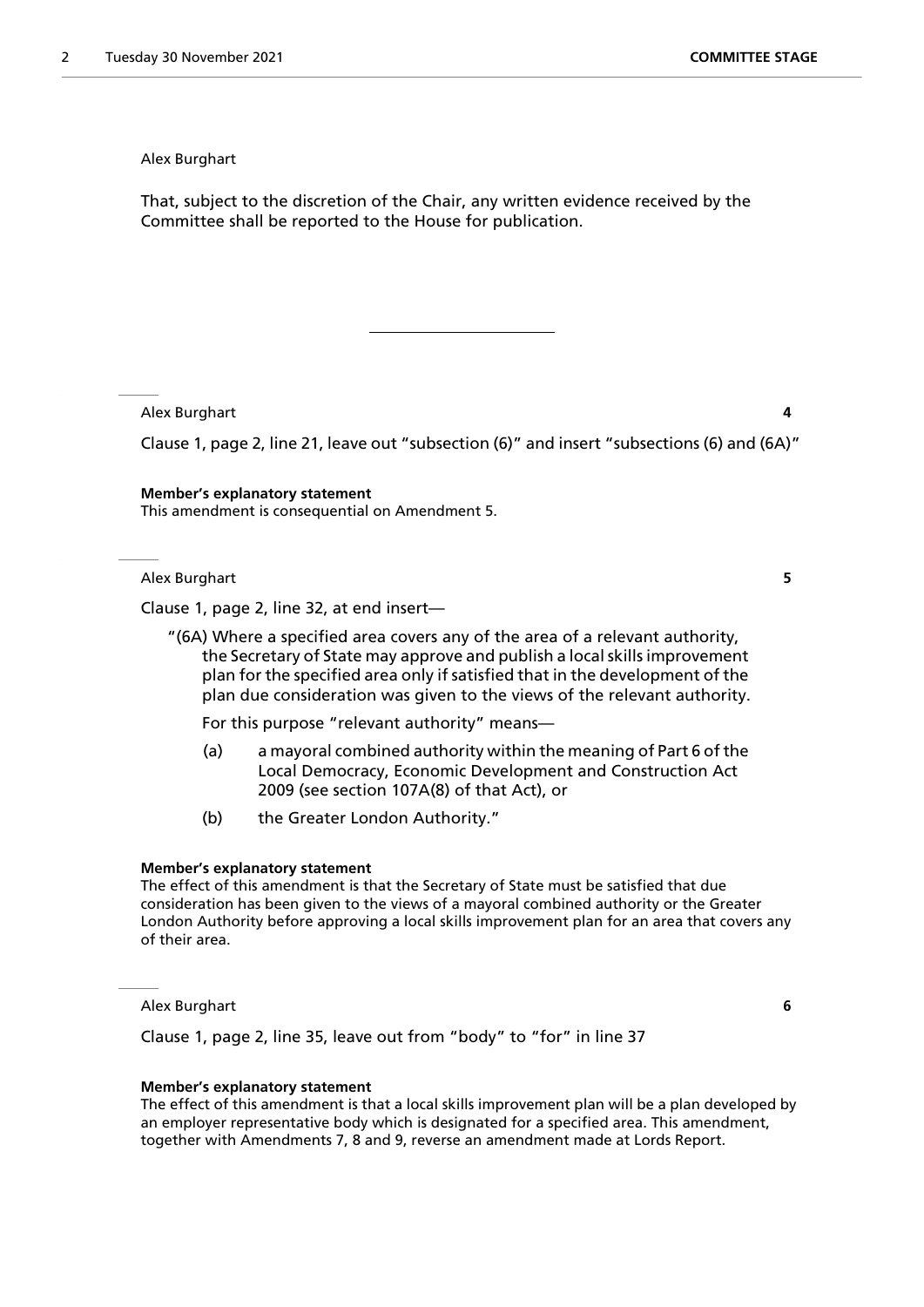Alex Burghart

That, subject to the discretion of the Chair, any written evidence received by the Committee shall be reported to the House for publication.

---

Alex Burghart **4**

Clause 1, page 2, line 21, leave out "subsection (6)" and insert "subsections (6) and (6A)"

**Member's explanatory statement**
This amendment is consequential on Amendment 5.

Alex Burghart **5**

Clause 1, page 2, line 32, at end insert—

"(6A) Where a specified area covers any of the area of a relevant authority, the Secretary of State may approve and publish a local skills improvement plan for the specified area only if satisfied that in the development of the plan due consideration was given to the views of the relevant authority.

For this purpose "relevant authority" means—

(a) a mayoral combined authority within the meaning of Part 6 of the Local Democracy, Economic Development and Construction Act 2009 (see section 107A(8) of that Act), or

(b) the Greater London Authority."

**Member's explanatory statement**
The effect of this amendment is that the Secretary of State must be satisfied that due consideration has been given to the views of a mayoral combined authority or the Greater London Authority before approving a local skills improvement plan for an area that covers any of their area.

Alex Burghart **6**

Clause 1, page 2, line 35, leave out from "body" to "for" in line 37

**Member's explanatory statement**
The effect of this amendment is that a local skills improvement plan will be a plan developed by an employer representative body which is designated for a specified area. This amendment, together with Amendments 7, 8 and 9, reverse an amendment made at Lords Report.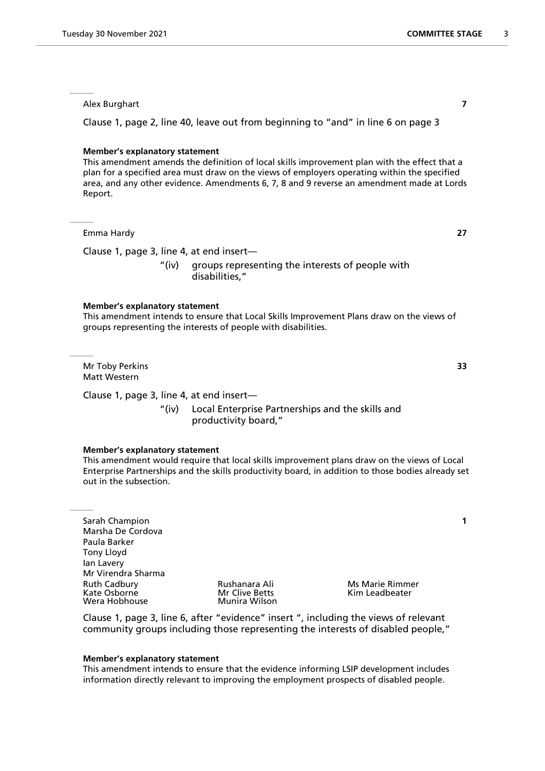Alex Burghart **7**

Clause 1, page 2, line 40, leave out from beginning to "and" in line 6 on page 3

**Member's explanatory statement**

This amendment amends the definition of local skills improvement plan with the effect that a plan for a specified area must draw on the views of employers operating within the specified area, and any other evidence. Amendments 6, 7, 8 and 9 reverse an amendment made at Lords Report.

---

Emma Hardy **27**

Clause 1, page 3, line 4, at end insert—

> "(iv) groups representing the interests of people with disabilities,"

**Member's explanatory statement**

This amendment intends to ensure that Local Skills Improvement Plans draw on the views of groups representing the interests of people with disabilities.

---

Mr Toby Perkins **33**
Matt Western

Clause 1, page 3, line 4, at end insert—

> "(iv) Local Enterprise Partnerships and the skills and productivity board,"

**Member's explanatory statement**

This amendment would require that local skills improvement plans draw on the views of Local Enterprise Partnerships and the skills productivity board, in addition to those bodies already set out in the subsection.

---

Sarah Champion **1**
Marsha De Cordova
Paula Barker
Tony Lloyd
Ian Lavery
Mr Virendra Sharma
Ruth Cadbury
Kate Osborne
Wera Hobhouse
Rushanara Ali
Mr Clive Betts
Munira Wilson
Ms Marie Rimmer
Kim Leadbeater

Clause 1, page 3, line 6, after "evidence" insert ", including the views of relevant community groups including those representing the interests of disabled people,"

**Member's explanatory statement**

This amendment intends to ensure that the evidence informing LSIP development includes information directly relevant to improving the employment prospects of disabled people.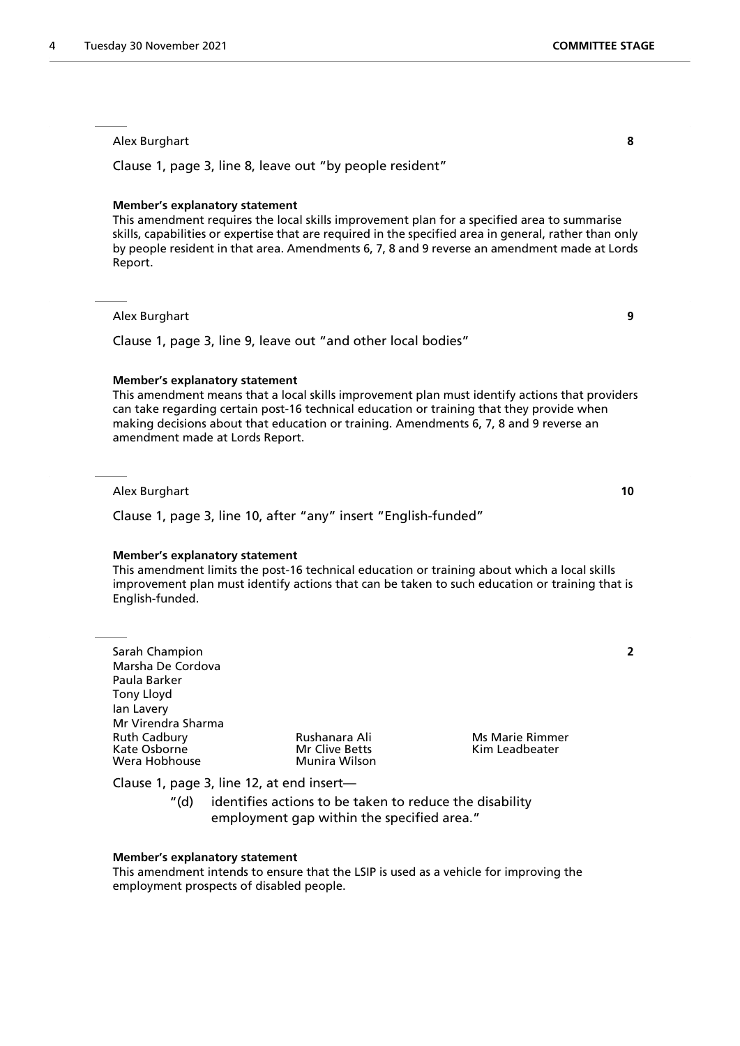Alex Burghart **8**

Clause 1, page 3, line 8, leave out "by people resident"

**Member's explanatory statement**

This amendment requires the local skills improvement plan for a specified area to summarise skills, capabilities or expertise that are required in the specified area in general, rather than only by people resident in that area. Amendments 6, 7, 8 and 9 reverse an amendment made at Lords Report.

Alex Burghart **9**

Clause 1, page 3, line 9, leave out "and other local bodies"

**Member's explanatory statement**

This amendment means that a local skills improvement plan must identify actions that providers can take regarding certain post-16 technical education or training that they provide when making decisions about that education or training. Amendments 6, 7, 8 and 9 reverse an amendment made at Lords Report.

Alex Burghart **10**

Clause 1, page 3, line 10, after "any" insert "English-funded"

**Member's explanatory statement**

This amendment limits the post-16 technical education or training about which a local skills improvement plan must identify actions that can be taken to such education or training that is English-funded.

Sarah Champion **2**
Marsha De Cordova
Paula Barker
Tony Lloyd
Ian Lavery
Mr Virendra Sharma
Ruth Cadbury
Kate Osborne
Wera Hobhouse
Rushanara Ali
Mr Clive Betts
Munira Wilson
Ms Marie Rimmer
Kim Leadbeater

Clause 1, page 3, line 12, at end insert—

"(d) identifies actions to be taken to reduce the disability employment gap within the specified area."

**Member's explanatory statement**

This amendment intends to ensure that the LSIP is used as a vehicle for improving the employment prospects of disabled people.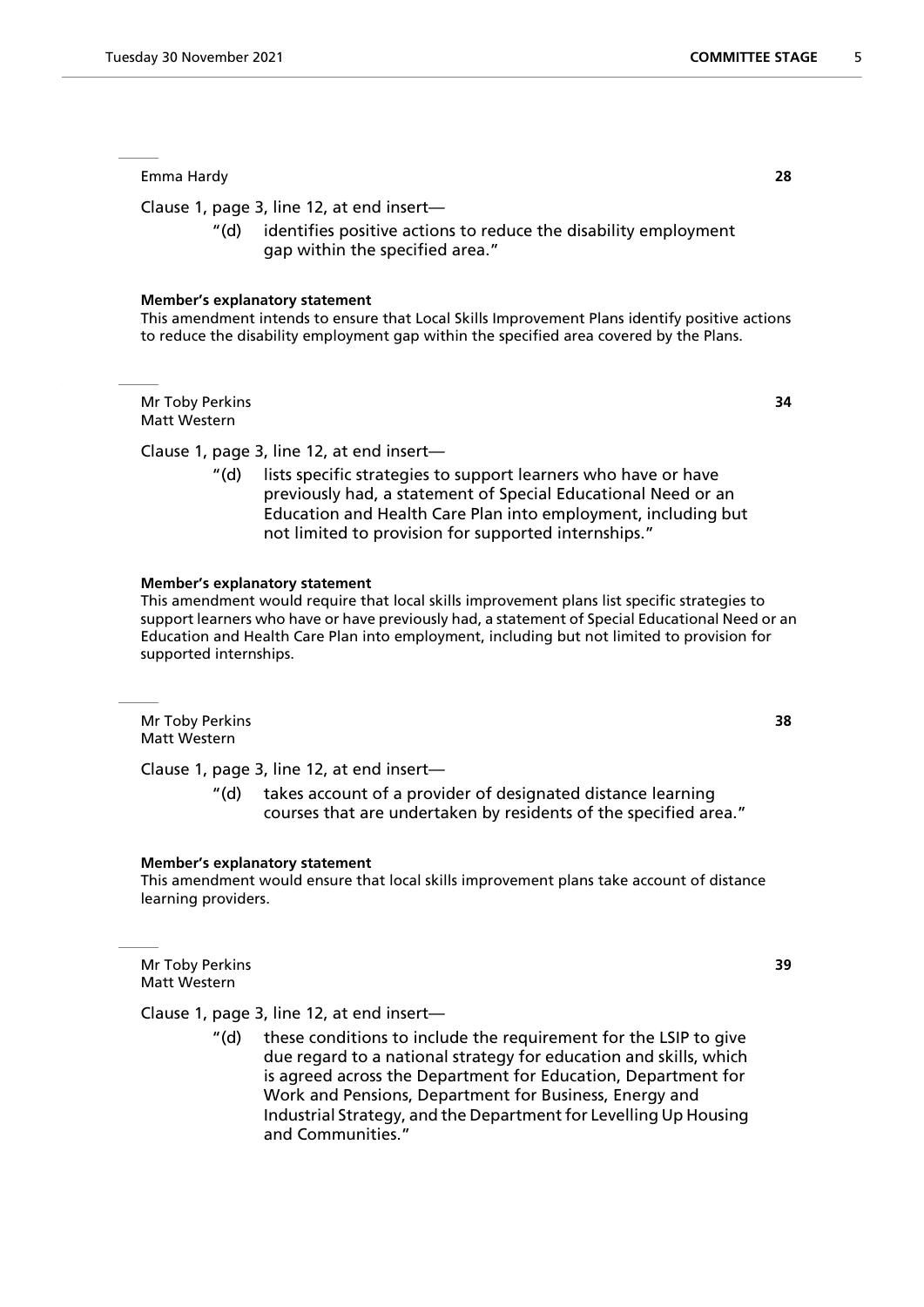Emma Hardy **28**

Clause 1, page 3, line 12, at end insert—

> "(d) identifies positive actions to reduce the disability employment gap within the specified area."

**Member's explanatory statement**

This amendment intends to ensure that Local Skills Improvement Plans identify positive actions to reduce the disability employment gap within the specified area covered by the Plans.

---

Mr Toby Perkins
Matt Western **34**

Clause 1, page 3, line 12, at end insert—

> "(d) lists specific strategies to support learners who have or have previously had, a statement of Special Educational Need or an Education and Health Care Plan into employment, including but not limited to provision for supported internships."

**Member's explanatory statement**

This amendment would require that local skills improvement plans list specific strategies to support learners who have or have previously had, a statement of Special Educational Need or an Education and Health Care Plan into employment, including but not limited to provision for supported internships.

---

Mr Toby Perkins
Matt Western **38**

Clause 1, page 3, line 12, at end insert—

> "(d) takes account of a provider of designated distance learning courses that are undertaken by residents of the specified area."

**Member's explanatory statement**

This amendment would ensure that local skills improvement plans take account of distance learning providers.

---

Mr Toby Perkins
Matt Western **39**

Clause 1, page 3, line 12, at end insert—

> "(d) these conditions to include the requirement for the LSIP to give due regard to a national strategy for education and skills, which is agreed across the Department for Education, Department for Work and Pensions, Department for Business, Energy and Industrial Strategy, and the Department for Levelling Up Housing and Communities."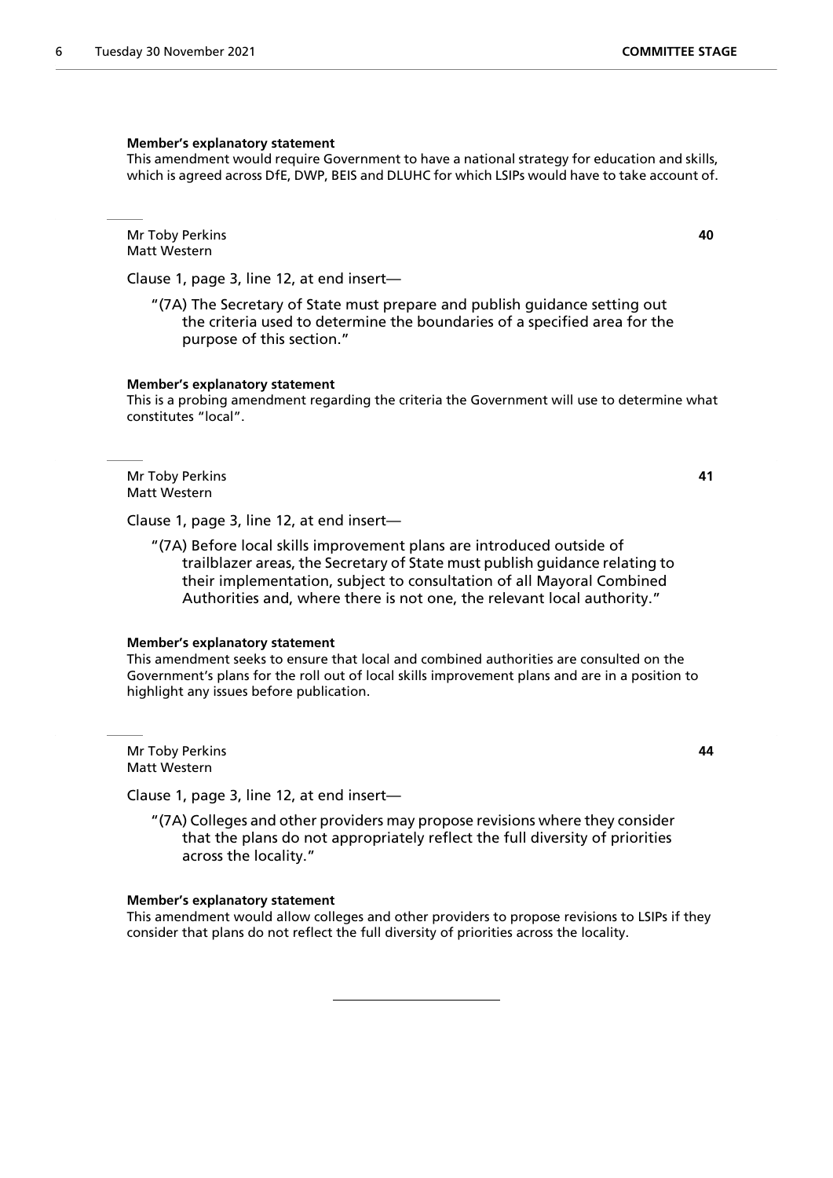**Member's explanatory statement**

This amendment would require Government to have a national strategy for education and skills, which is agreed across DfE, DWP, BEIS and DLUHC for which LSIPs would have to take account of.

---

Mr Toby Perkins
Matt Western

**40**

Clause 1, page 3, line 12, at end insert—

"(7A) The Secretary of State must prepare and publish guidance setting out the criteria used to determine the boundaries of a specified area for the purpose of this section."

**Member's explanatory statement**

This is a probing amendment regarding the criteria the Government will use to determine what constitutes "local".

---

Mr Toby Perkins
Matt Western

**41**

Clause 1, page 3, line 12, at end insert—

"(7A) Before local skills improvement plans are introduced outside of trailblazer areas, the Secretary of State must publish guidance relating to their implementation, subject to consultation of all Mayoral Combined Authorities and, where there is not one, the relevant local authority."

**Member's explanatory statement**

This amendment seeks to ensure that local and combined authorities are consulted on the Government's plans for the roll out of local skills improvement plans and are in a position to highlight any issues before publication.

---

Mr Toby Perkins
Matt Western

**44**

Clause 1, page 3, line 12, at end insert—

"(7A) Colleges and other providers may propose revisions where they consider that the plans do not appropriately reflect the full diversity of priorities across the locality."

**Member's explanatory statement**

This amendment would allow colleges and other providers to propose revisions to LSIPs if they consider that plans do not reflect the full diversity of priorities across the locality.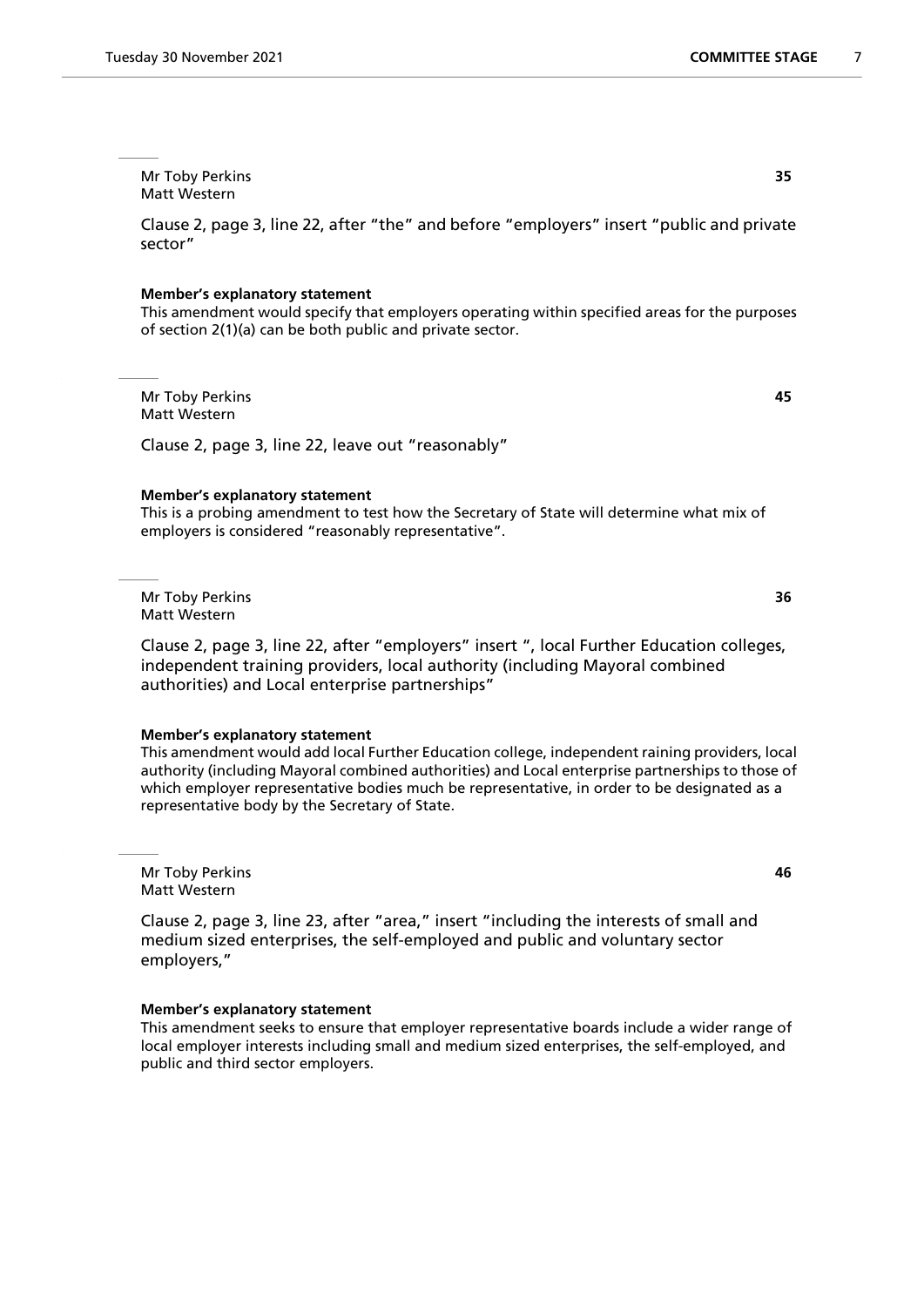Mr Toby Perkins
Matt Western

**35**

Clause 2, page 3, line 22, after "the" and before "employers" insert "public and private sector"

**Member's explanatory statement**

This amendment would specify that employers operating within specified areas for the purposes of section 2(1)(a) can be both public and private sector.

---

Mr Toby Perkins
Matt Western

**45**

Clause 2, page 3, line 22, leave out "reasonably"

**Member's explanatory statement**

This is a probing amendment to test how the Secretary of State will determine what mix of employers is considered "reasonably representative".

---

Mr Toby Perkins
Matt Western

**36**

Clause 2, page 3, line 22, after "employers" insert ", local Further Education colleges, independent training providers, local authority (including Mayoral combined authorities) and Local enterprise partnerships"

**Member's explanatory statement**

This amendment would add local Further Education college, independent raining providers, local authority (including Mayoral combined authorities) and Local enterprise partnerships to those of which employer representative bodies much be representative, in order to be designated as a representative body by the Secretary of State.

---

Mr Toby Perkins
Matt Western

**46**

Clause 2, page 3, line 23, after "area," insert "including the interests of small and medium sized enterprises, the self-employed and public and voluntary sector employers,"

**Member's explanatory statement**

This amendment seeks to ensure that employer representative boards include a wider range of local employer interests including small and medium sized enterprises, the self-employed, and public and third sector employers.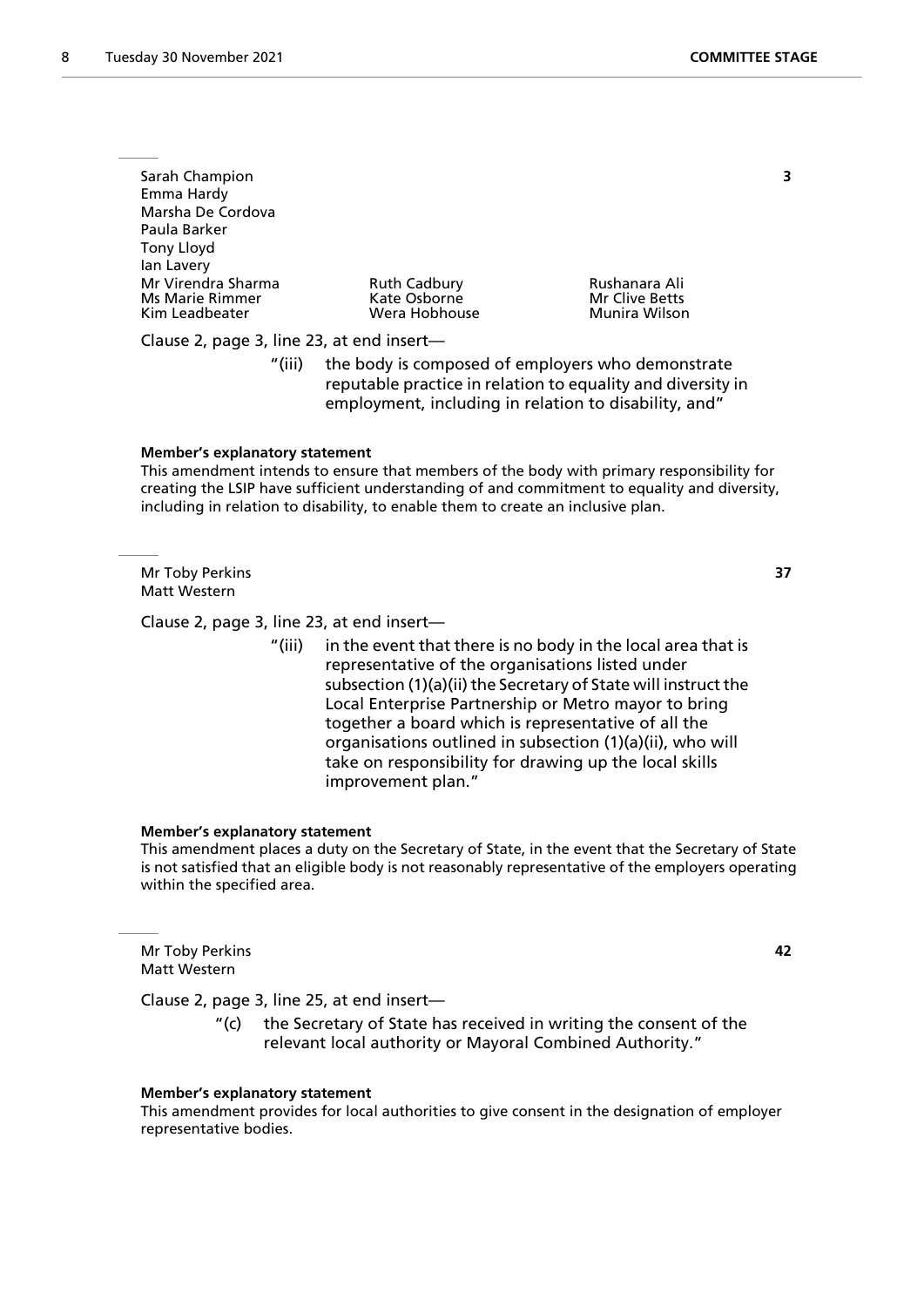Sarah Champion
Emma Hardy
Marsha De Cordova
Paula Barker
Tony Lloyd
Ian Lavery
Mr Virendra Sharma
Ms Marie Rimmer
Kim Leadbeater
Ruth Cadbury
Kate Osborne
Wera Hobhouse
Rushanara Ali
Mr Clive Betts
Munira Wilson

**3**

Clause 2, page 3, line 23, at end insert—

"(iii) the body is composed of employers who demonstrate reputable practice in relation to equality and diversity in employment, including in relation to disability, and"

**Member's explanatory statement**

This amendment intends to ensure that members of the body with primary responsibility for creating the LSIP have sufficient understanding of and commitment to equality and diversity, including in relation to disability, to enable them to create an inclusive plan.

---

Mr Toby Perkins
Matt Western

**37**

Clause 2, page 3, line 23, at end insert—

"(iii) in the event that there is no body in the local area that is representative of the organisations listed under subsection (1)(a)(ii) the Secretary of State will instruct the Local Enterprise Partnership or Metro mayor to bring together a board which is representative of all the organisations outlined in subsection (1)(a)(ii), who will take on responsibility for drawing up the local skills improvement plan."

**Member's explanatory statement**

This amendment places a duty on the Secretary of State, in the event that the Secretary of State is not satisfied that an eligible body is not reasonably representative of the employers operating within the specified area.

---

Mr Toby Perkins
Matt Western

**42**

Clause 2, page 3, line 25, at end insert—

"(c) the Secretary of State has received in writing the consent of the relevant local authority or Mayoral Combined Authority."

**Member's explanatory statement**

This amendment provides for local authorities to give consent in the designation of employer representative bodies.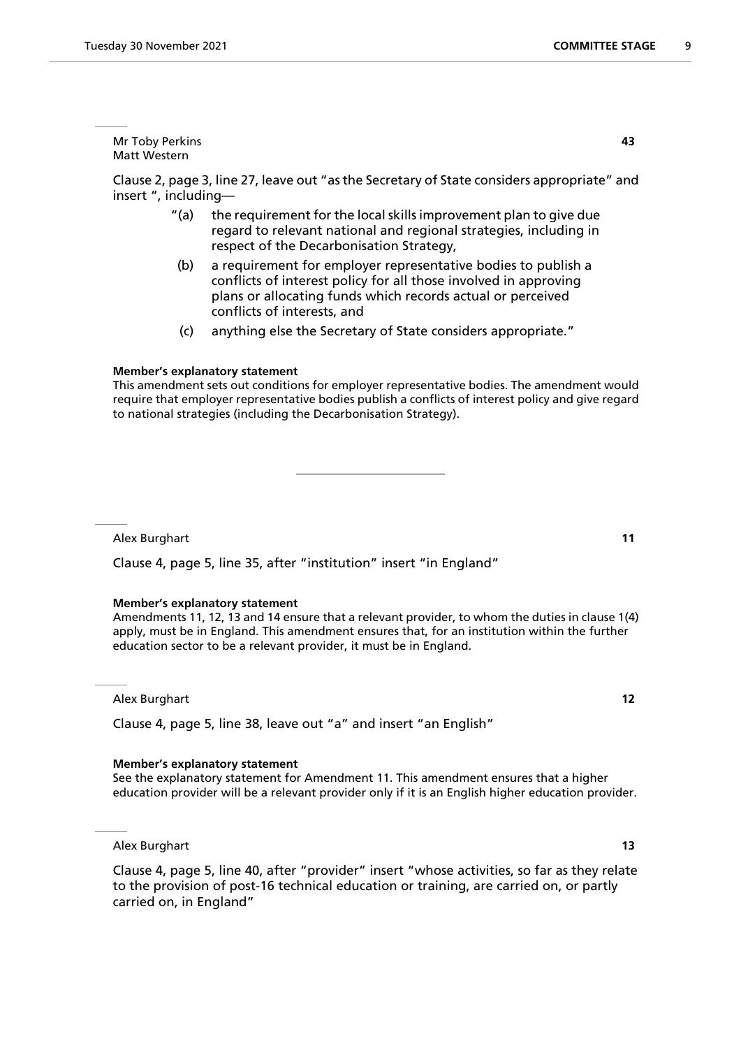Mr Toby Perkins
Matt Western

**43**

Clause 2, page 3, line 27, leave out "as the Secretary of State considers appropriate" and insert ", including—

"(a) the requirement for the local skills improvement plan to give due regard to relevant national and regional strategies, including in respect of the Decarbonisation Strategy,

(b) a requirement for employer representative bodies to publish a conflicts of interest policy for all those involved in approving plans or allocating funds which records actual or perceived conflicts of interests, and

(c) anything else the Secretary of State considers appropriate."

**Member's explanatory statement**

This amendment sets out conditions for employer representative bodies. The amendment would require that employer representative bodies publish a conflicts of interest policy and give regard to national strategies (including the Decarbonisation Strategy).

---

Alex Burghart

**11**

Clause 4, page 5, line 35, after "institution" insert "in England"

**Member's explanatory statement**

Amendments 11, 12, 13 and 14 ensure that a relevant provider, to whom the duties in clause 1(4) apply, must be in England. This amendment ensures that, for an institution within the further education sector to be a relevant provider, it must be in England.

Alex Burghart

**12**

Clause 4, page 5, line 38, leave out "a" and insert "an English"

**Member's explanatory statement**

See the explanatory statement for Amendment 11. This amendment ensures that a higher education provider will be a relevant provider only if it is an English higher education provider.

Alex Burghart

**13**

Clause 4, page 5, line 40, after "provider" insert "whose activities, so far as they relate to the provision of post-16 technical education or training, are carried on, or partly carried on, in England"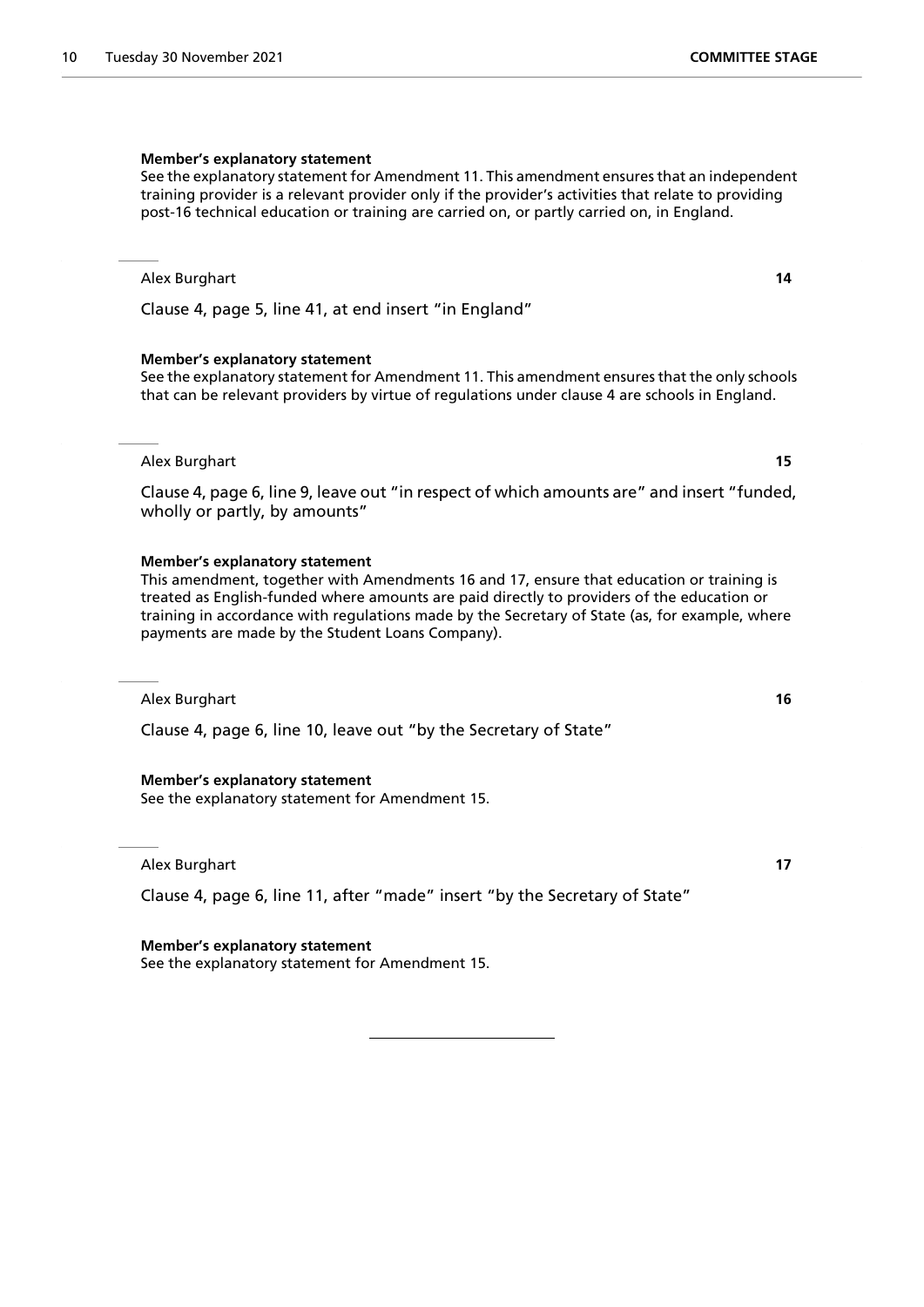**Member's explanatory statement**

See the explanatory statement for Amendment 11. This amendment ensures that an independent training provider is a relevant provider only if the provider's activities that relate to providing post-16 technical education or training are carried on, or partly carried on, in England.

---

Alex Burghart **14**

Clause 4, page 5, line 41, at end insert "in England"

**Member's explanatory statement**

See the explanatory statement for Amendment 11. This amendment ensures that the only schools that can be relevant providers by virtue of regulations under clause 4 are schools in England.

---

Alex Burghart **15**

Clause 4, page 6, line 9, leave out "in respect of which amounts are" and insert "funded, wholly or partly, by amounts"

**Member's explanatory statement**

This amendment, together with Amendments 16 and 17, ensure that education or training is treated as English-funded where amounts are paid directly to providers of the education or training in accordance with regulations made by the Secretary of State (as, for example, where payments are made by the Student Loans Company).

---

Alex Burghart **16**

Clause 4, page 6, line 10, leave out "by the Secretary of State"

**Member's explanatory statement**

See the explanatory statement for Amendment 15.

---

Alex Burghart **17**

Clause 4, page 6, line 11, after "made" insert "by the Secretary of State"

**Member's explanatory statement**

See the explanatory statement for Amendment 15.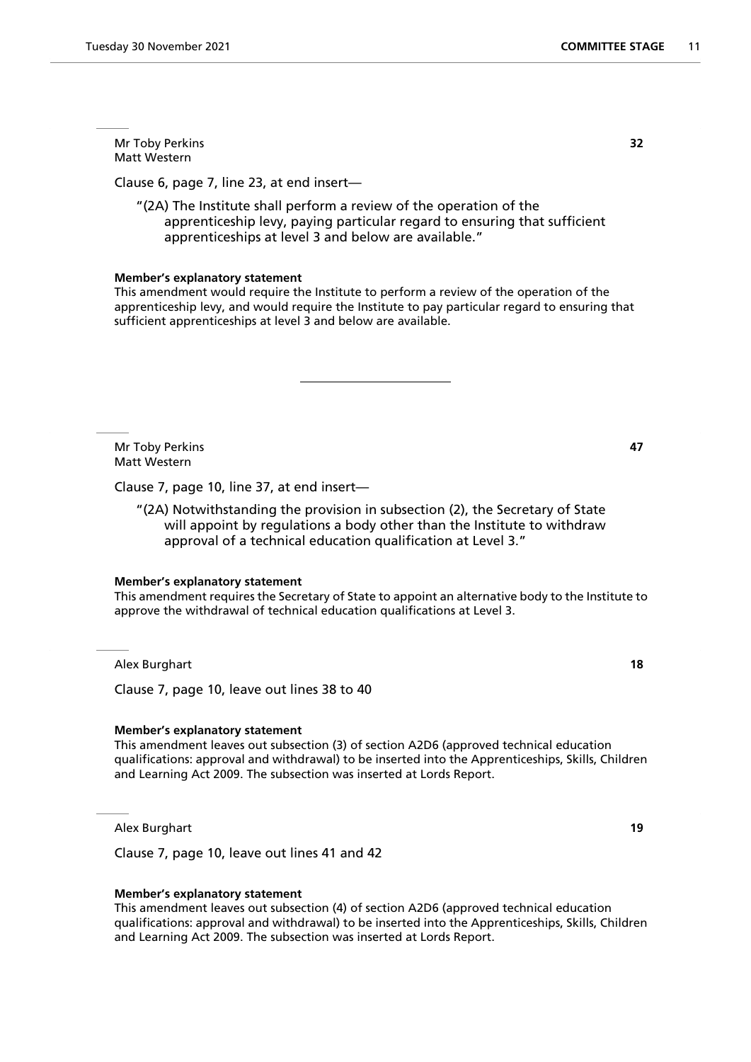Mr Toby Perkins
Matt Western

**32**

Clause 6, page 7, line 23, at end insert—

"(2A) The Institute shall perform a review of the operation of the apprenticeship levy, paying particular regard to ensuring that sufficient apprenticeships at level 3 and below are available."

**Member's explanatory statement**

This amendment would require the Institute to perform a review of the operation of the apprenticeship levy, and would require the Institute to pay particular regard to ensuring that sufficient apprenticeships at level 3 and below are available.

---

Mr Toby Perkins
Matt Western

**47**

Clause 7, page 10, line 37, at end insert—

"(2A) Notwithstanding the provision in subsection (2), the Secretary of State will appoint by regulations a body other than the Institute to withdraw approval of a technical education qualification at Level 3."

**Member's explanatory statement**

This amendment requires the Secretary of State to appoint an alternative body to the Institute to approve the withdrawal of technical education qualifications at Level 3.

Alex Burghart

**18**

Clause 7, page 10, leave out lines 38 to 40

**Member's explanatory statement**

This amendment leaves out subsection (3) of section A2D6 (approved technical education qualifications: approval and withdrawal) to be inserted into the Apprenticeships, Skills, Children and Learning Act 2009. The subsection was inserted at Lords Report.

Alex Burghart

**19**

Clause 7, page 10, leave out lines 41 and 42

**Member's explanatory statement**

This amendment leaves out subsection (4) of section A2D6 (approved technical education qualifications: approval and withdrawal) to be inserted into the Apprenticeships, Skills, Children and Learning Act 2009. The subsection was inserted at Lords Report.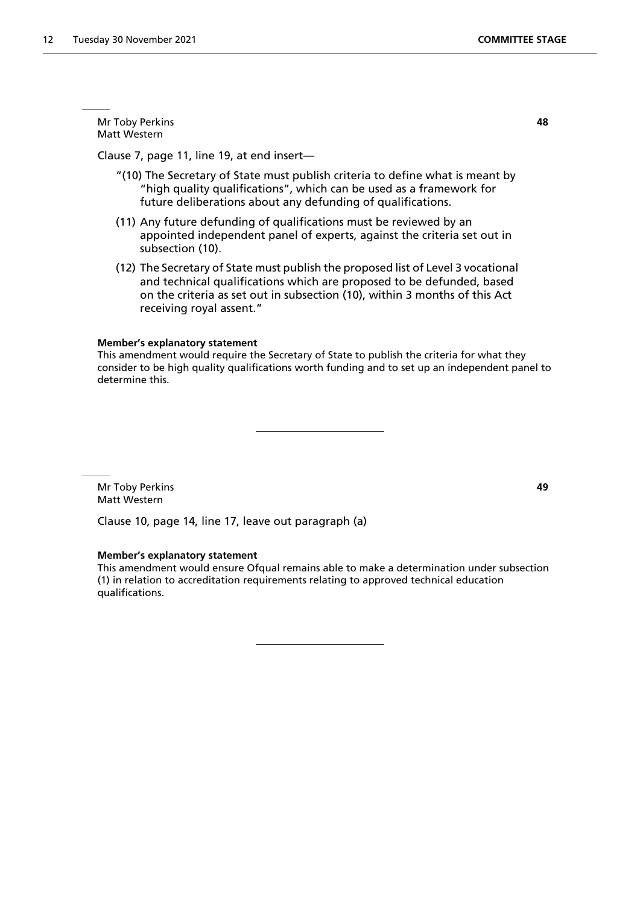Mr Toby Perkins
Matt Western

**48**

Clause 7, page 11, line 19, at end insert—

"(10) The Secretary of State must publish criteria to define what is meant by "high quality qualifications", which can be used as a framework for future deliberations about any defunding of qualifications.

(11) Any future defunding of qualifications must be reviewed by an appointed independent panel of experts, against the criteria set out in subsection (10).

(12) The Secretary of State must publish the proposed list of Level 3 vocational and technical qualifications which are proposed to be defunded, based on the criteria as set out in subsection (10), within 3 months of this Act receiving royal assent."

**Member's explanatory statement**

This amendment would require the Secretary of State to publish the criteria for what they consider to be high quality qualifications worth funding and to set up an independent panel to determine this.

---

Mr Toby Perkins
Matt Western

**49**

Clause 10, page 14, line 17, leave out paragraph (a)

**Member's explanatory statement**

This amendment would ensure Ofqual remains able to make a determination under subsection (1) in relation to accreditation requirements relating to approved technical education qualifications.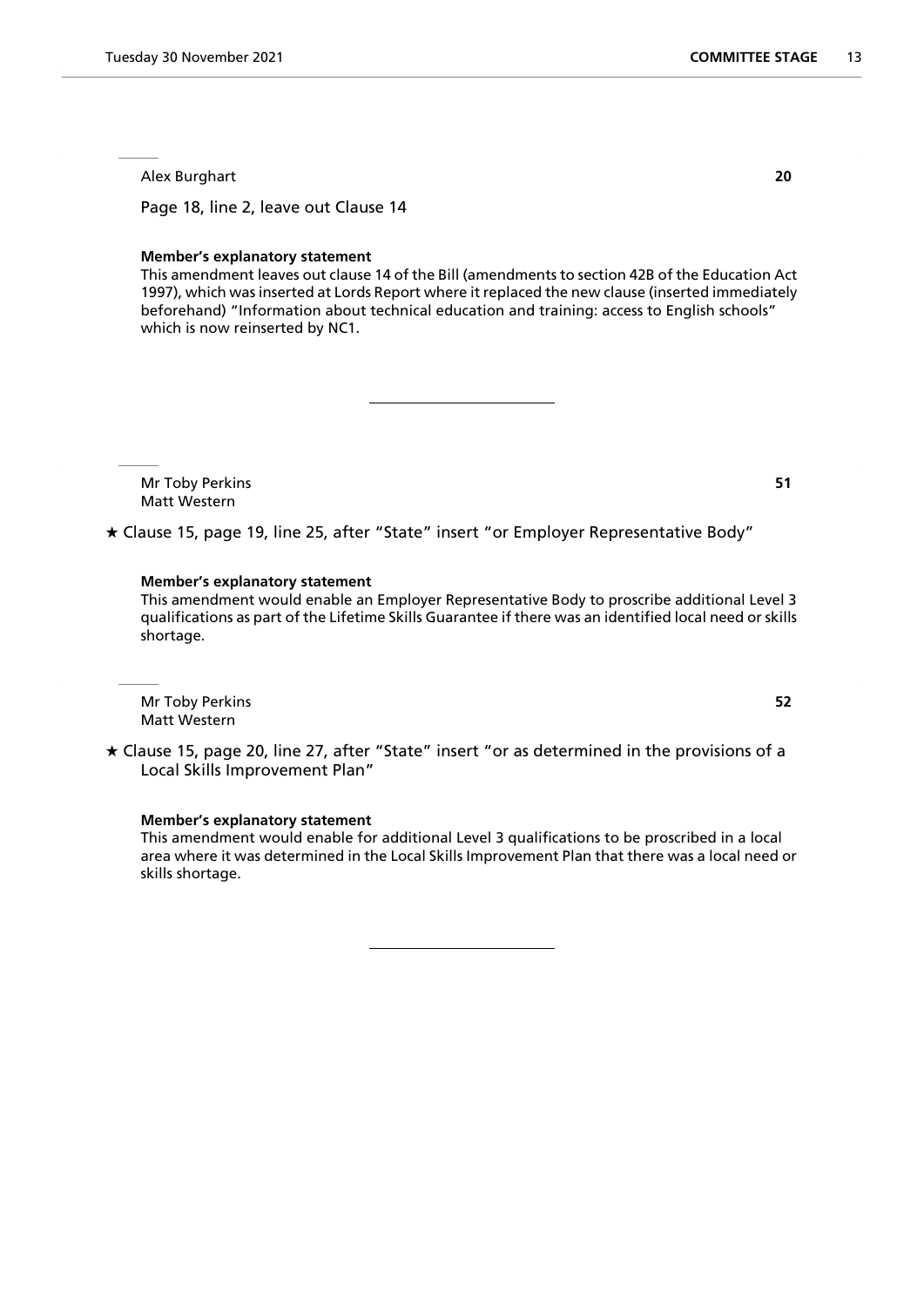Alex Burghart **20**

Page 18, line 2, leave out Clause 14

**Member's explanatory statement**

This amendment leaves out clause 14 of the Bill (amendments to section 42B of the Education Act 1997), which was inserted at Lords Report where it replaced the new clause (inserted immediately beforehand) "Information about technical education and training: access to English schools" which is now reinserted by NC1.

---

Mr Toby Perkins **51**
Matt Western

★ Clause 15, page 19, line 25, after "State" insert "or Employer Representative Body"

**Member's explanatory statement**

This amendment would enable an Employer Representative Body to proscribe additional Level 3 qualifications as part of the Lifetime Skills Guarantee if there was an identified local need or skills shortage.

Mr Toby Perkins **52**
Matt Western

★ Clause 15, page 20, line 27, after "State" insert "or as determined in the provisions of a Local Skills Improvement Plan"

**Member's explanatory statement**

This amendment would enable for additional Level 3 qualifications to be proscribed in a local area where it was determined in the Local Skills Improvement Plan that there was a local need or skills shortage.

---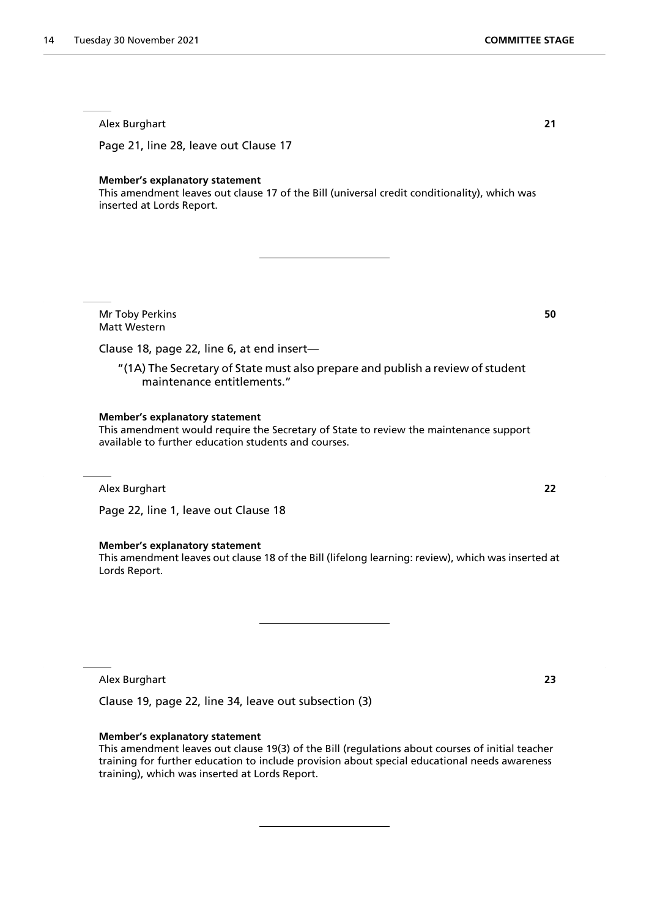Alex Burghart **21**

Page 21, line 28, leave out Clause 17

**Member's explanatory statement**
This amendment leaves out clause 17 of the Bill (universal credit conditionality), which was inserted at Lords Report.

---

Mr Toby Perkins **50**
Matt Western

Clause 18, page 22, line 6, at end insert—

"(1A) The Secretary of State must also prepare and publish a review of student maintenance entitlements."

**Member's explanatory statement**
This amendment would require the Secretary of State to review the maintenance support available to further education students and courses.

Alex Burghart **22**

Page 22, line 1, leave out Clause 18

**Member's explanatory statement**
This amendment leaves out clause 18 of the Bill (lifelong learning: review), which was inserted at Lords Report.

---

Alex Burghart **23**

Clause 19, page 22, line 34, leave out subsection (3)

**Member's explanatory statement**
This amendment leaves out clause 19(3) of the Bill (regulations about courses of initial teacher training for further education to include provision about special educational needs awareness training), which was inserted at Lords Report.

---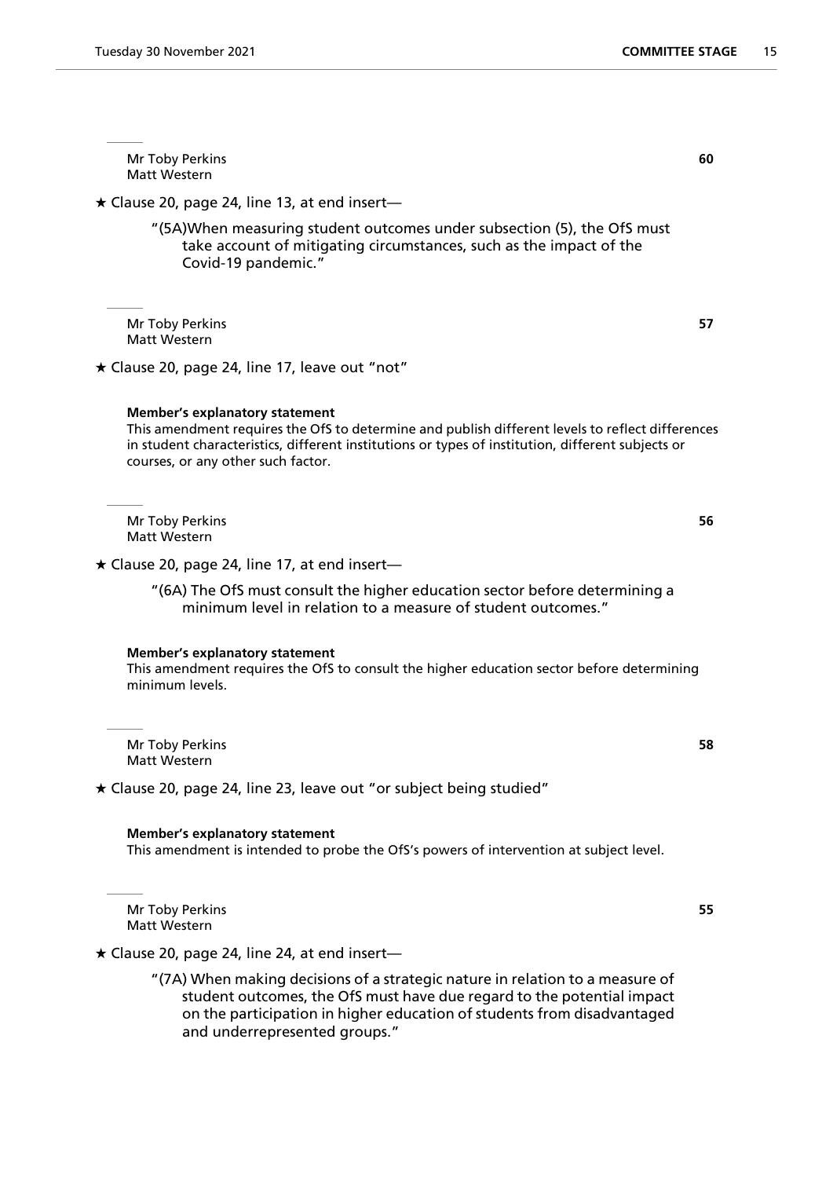Mr Toby Perkins
Matt Western

**60**

★ Clause 20, page 24, line 13, at end insert—

"(5A)When measuring student outcomes under subsection (5), the OfS must take account of mitigating circumstances, such as the impact of the Covid-19 pandemic."

---

Mr Toby Perkins
Matt Western

**57**

★ Clause 20, page 24, line 17, leave out "not"

**Member's explanatory statement**

This amendment requires the OfS to determine and publish different levels to reflect differences in student characteristics, different institutions or types of institution, different subjects or courses, or any other such factor.

---

Mr Toby Perkins
Matt Western

**56**

★ Clause 20, page 24, line 17, at end insert—

"(6A) The OfS must consult the higher education sector before determining a minimum level in relation to a measure of student outcomes."

**Member's explanatory statement**

This amendment requires the OfS to consult the higher education sector before determining minimum levels.

---

Mr Toby Perkins
Matt Western

**58**

★ Clause 20, page 24, line 23, leave out "or subject being studied"

**Member's explanatory statement**

This amendment is intended to probe the OfS's powers of intervention at subject level.

---

Mr Toby Perkins
Matt Western

**55**

★ Clause 20, page 24, line 24, at end insert—

"(7A) When making decisions of a strategic nature in relation to a measure of student outcomes, the OfS must have due regard to the potential impact on the participation in higher education of students from disadvantaged and underrepresented groups."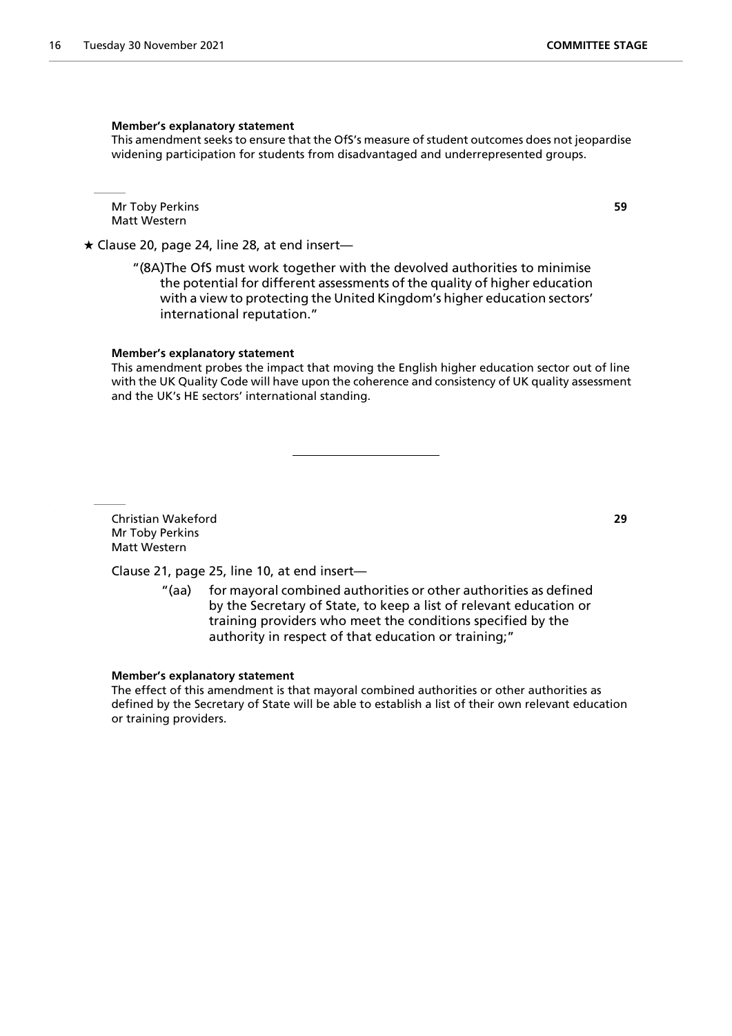**Member's explanatory statement**

This amendment seeks to ensure that the OfS's measure of student outcomes does not jeopardise widening participation for students from disadvantaged and underrepresented groups.

---

Mr Toby Perkins
Matt Western

**59**

★ Clause 20, page 24, line 28, at end insert—

> "(8A)The OfS must work together with the devolved authorities to minimise the potential for different assessments of the quality of higher education with a view to protecting the United Kingdom's higher education sectors' international reputation."

**Member's explanatory statement**

This amendment probes the impact that moving the English higher education sector out of line with the UK Quality Code will have upon the coherence and consistency of UK quality assessment and the UK's HE sectors' international standing.

---

Christian Wakeford
Mr Toby Perkins
Matt Western

**29**

Clause 21, page 25, line 10, at end insert—

> "(aa) for mayoral combined authorities or other authorities as defined by the Secretary of State, to keep a list of relevant education or training providers who meet the conditions specified by the authority in respect of that education or training;"

**Member's explanatory statement**

The effect of this amendment is that mayoral combined authorities or other authorities as defined by the Secretary of State will be able to establish a list of their own relevant education or training providers.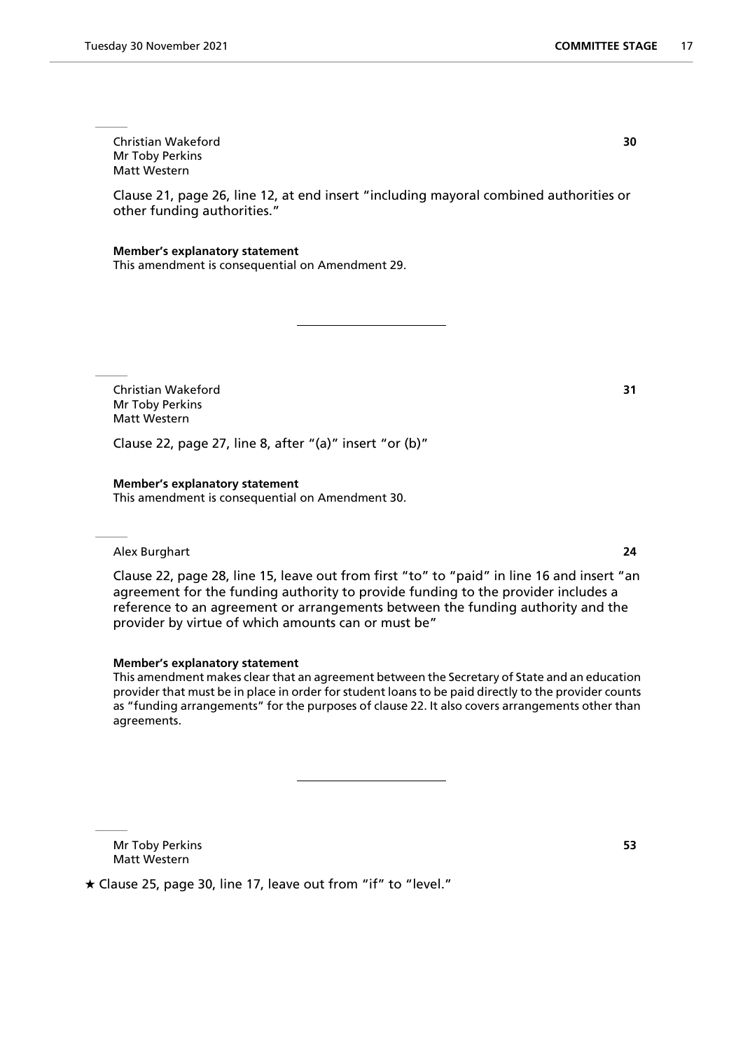Christian Wakeford
Mr Toby Perkins
Matt Western

**30**

Clause 21, page 26, line 12, at end insert "including mayoral combined authorities or other funding authorities."

**Member's explanatory statement**
This amendment is consequential on Amendment 29.

---

Christian Wakeford
Mr Toby Perkins
Matt Western

**31**

Clause 22, page 27, line 8, after "(a)" insert "or (b)"

**Member's explanatory statement**
This amendment is consequential on Amendment 30.

Alex Burghart

**24**

Clause 22, page 28, line 15, leave out from first "to" to "paid" in line 16 and insert "an agreement for the funding authority to provide funding to the provider includes a reference to an agreement or arrangements between the funding authority and the provider by virtue of which amounts can or must be"

**Member's explanatory statement**
This amendment makes clear that an agreement between the Secretary of State and an education provider that must be in place in order for student loans to be paid directly to the provider counts as "funding arrangements" for the purposes of clause 22. It also covers arrangements other than agreements.

---

Mr Toby Perkins
Matt Western

**53**

★ Clause 25, page 30, line 17, leave out from "if" to "level."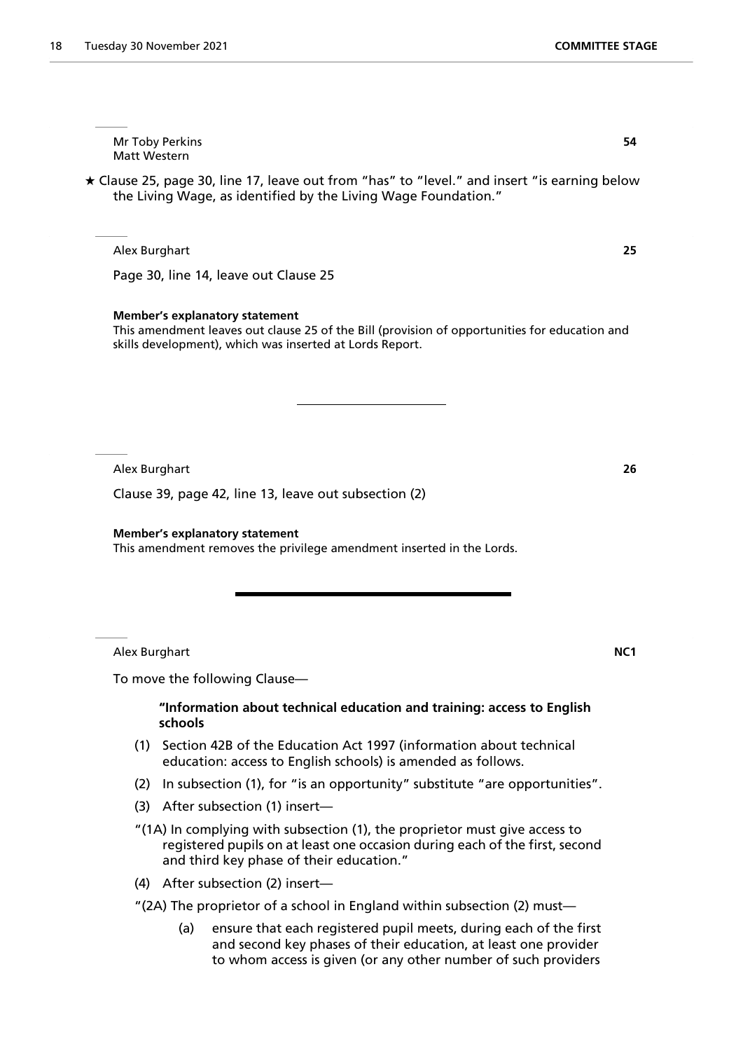Mr Toby Perkins
Matt Western

**54**

★ Clause 25, page 30, line 17, leave out from "has" to "level." and insert "is earning below the Living Wage, as identified by the Living Wage Foundation."

Alex Burghart

**25**

Page 30, line 14, leave out Clause 25

**Member's explanatory statement**
This amendment leaves out clause 25 of the Bill (provision of opportunities for education and skills development), which was inserted at Lords Report.

---

Alex Burghart

**26**

Clause 39, page 42, line 13, leave out subsection (2)

**Member's explanatory statement**
This amendment removes the privilege amendment inserted in the Lords.

---

Alex Burghart

**NC1**

To move the following Clause—

**"Information about technical education and training: access to English schools**

(1) Section 42B of the Education Act 1997 (information about technical education: access to English schools) is amended as follows.

(2) In subsection (1), for "is an opportunity" substitute "are opportunities".

(3) After subsection (1) insert—

"(1A) In complying with subsection (1), the proprietor must give access to registered pupils on at least one occasion during each of the first, second and third key phase of their education."

(4) After subsection (2) insert—

"(2A) The proprietor of a school in England within subsection (2) must—

(a) ensure that each registered pupil meets, during each of the first and second key phases of their education, at least one provider to whom access is given (or any other number of such providers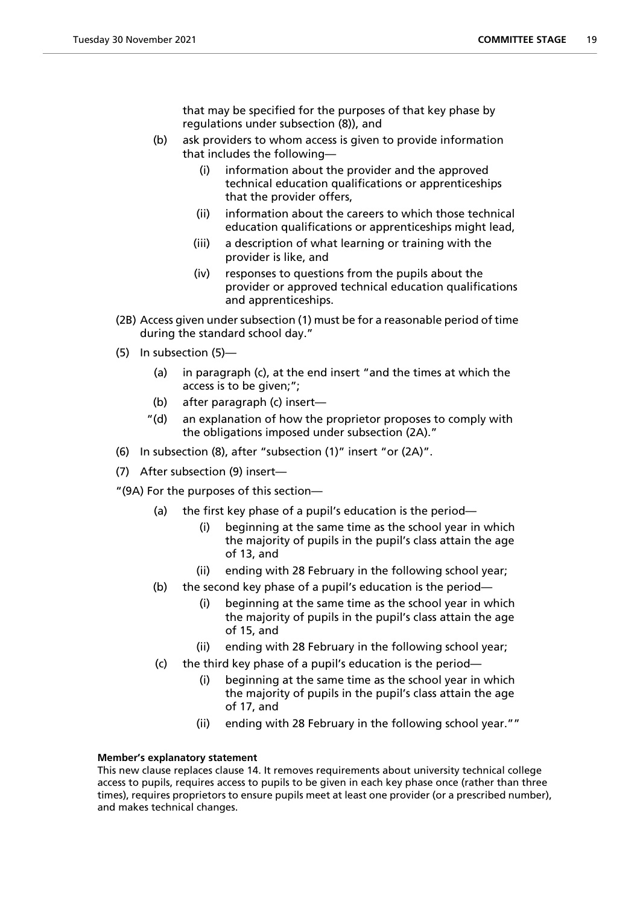that may be specified for the purposes of that key phase by regulations under subsection (8)), and

(b) ask providers to whom access is given to provide information that includes the following—

(i) information about the provider and the approved technical education qualifications or apprenticeships that the provider offers,

(ii) information about the careers to which those technical education qualifications or apprenticeships might lead,

(iii) a description of what learning or training with the provider is like, and

(iv) responses to questions from the pupils about the provider or approved technical education qualifications and apprenticeships.

(2B) Access given under subsection (1) must be for a reasonable period of time during the standard school day."

(5) In subsection (5)—

(a) in paragraph (c), at the end insert "and the times at which the access is to be given;";

(b) after paragraph (c) insert—

"(d) an explanation of how the proprietor proposes to comply with the obligations imposed under subsection (2A)."

(6) In subsection (8), after "subsection (1)" insert "or (2A)".

(7) After subsection (9) insert—

"(9A) For the purposes of this section—

(a) the first key phase of a pupil's education is the period—

(i) beginning at the same time as the school year in which the majority of pupils in the pupil's class attain the age of 13, and

(ii) ending with 28 February in the following school year;

(b) the second key phase of a pupil's education is the period—

(i) beginning at the same time as the school year in which the majority of pupils in the pupil's class attain the age of 15, and

(ii) ending with 28 February in the following school year;

(c) the third key phase of a pupil's education is the period—

(i) beginning at the same time as the school year in which the majority of pupils in the pupil's class attain the age of 17, and

(ii) ending with 28 February in the following school year.""

**Member's explanatory statement**

This new clause replaces clause 14. It removes requirements about university technical college access to pupils, requires access to pupils to be given in each key phase once (rather than three times), requires proprietors to ensure pupils meet at least one provider (or a prescribed number), and makes technical changes.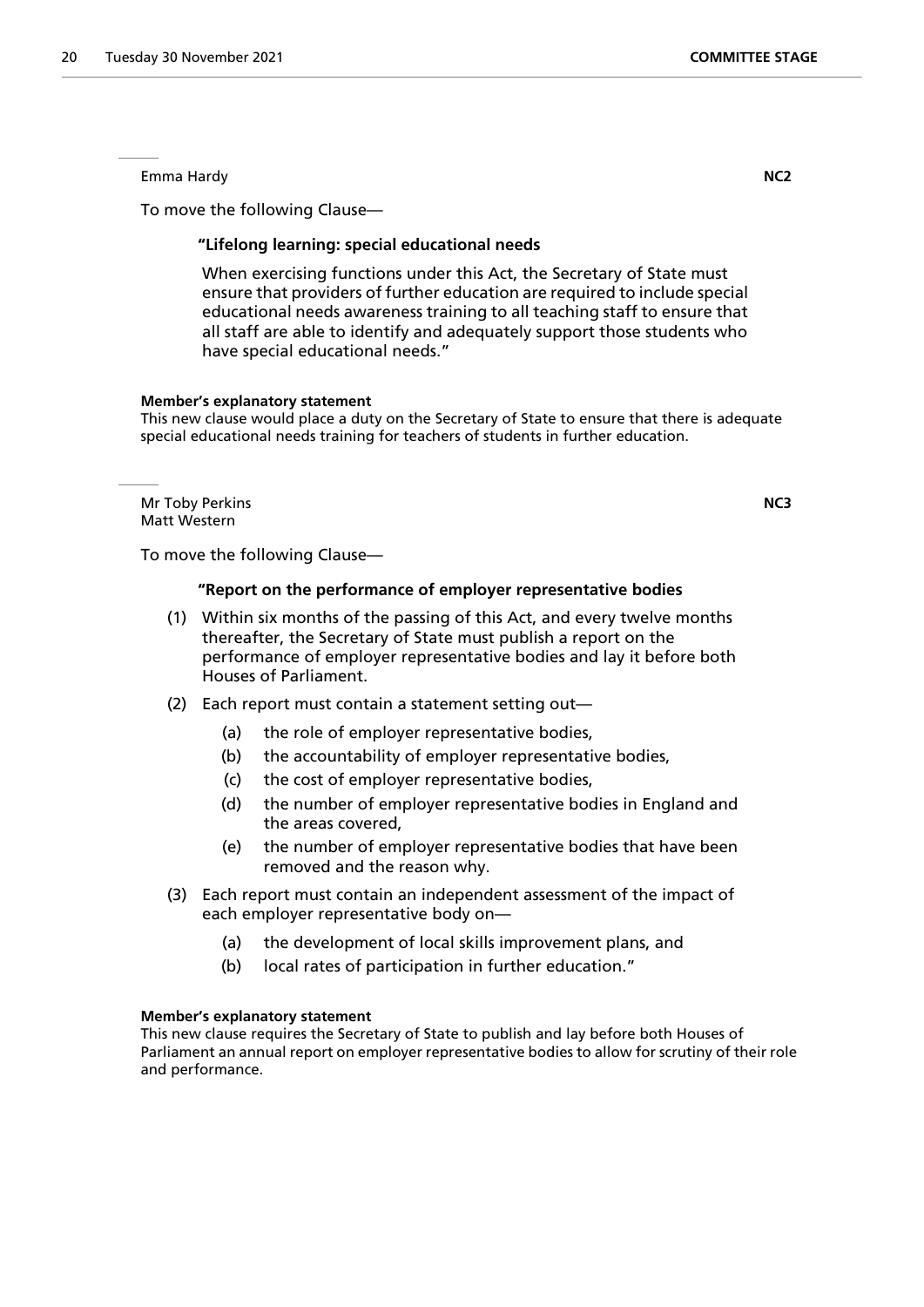Emma Hardy **NC2**

To move the following Clause—

**"Lifelong learning: special educational needs**

When exercising functions under this Act, the Secretary of State must ensure that providers of further education are required to include special educational needs awareness training to all teaching staff to ensure that all staff are able to identify and adequately support those students who have special educational needs."

**Member's explanatory statement**

This new clause would place a duty on the Secretary of State to ensure that there is adequate special educational needs training for teachers of students in further education.

Mr Toby Perkins **NC3**
Matt Western

To move the following Clause—

**"Report on the performance of employer representative bodies**

(1) Within six months of the passing of this Act, and every twelve months thereafter, the Secretary of State must publish a report on the performance of employer representative bodies and lay it before both Houses of Parliament.

(2) Each report must contain a statement setting out—

(a) the role of employer representative bodies,

(b) the accountability of employer representative bodies,

(c) the cost of employer representative bodies,

(d) the number of employer representative bodies in England and the areas covered,

(e) the number of employer representative bodies that have been removed and the reason why.

(3) Each report must contain an independent assessment of the impact of each employer representative body on—

(a) the development of local skills improvement plans, and

(b) local rates of participation in further education."

**Member's explanatory statement**

This new clause requires the Secretary of State to publish and lay before both Houses of Parliament an annual report on employer representative bodies to allow for scrutiny of their role and performance.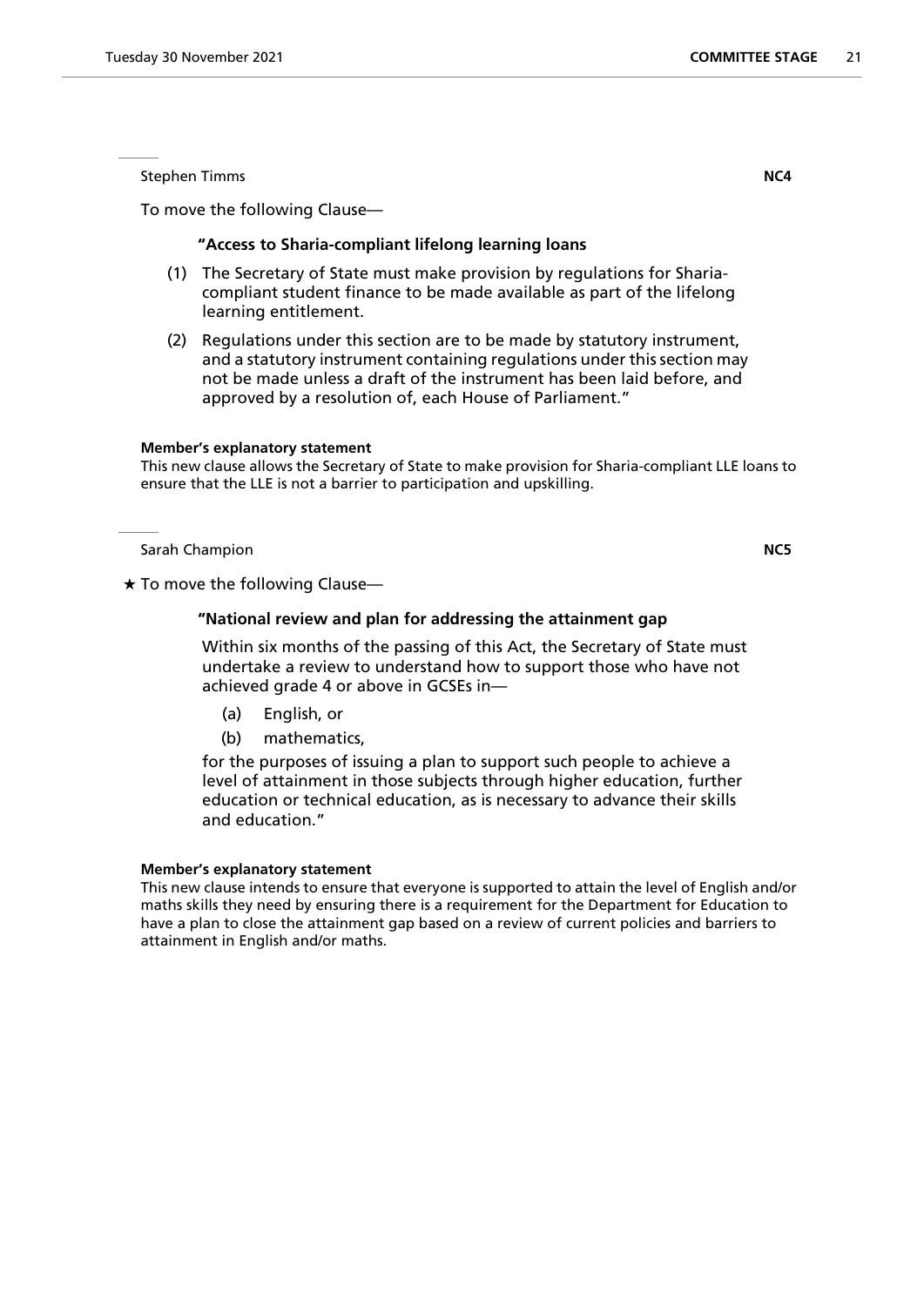Stephen Timms **NC4**

To move the following Clause—

**"Access to Sharia-compliant lifelong learning loans**

(1) The Secretary of State must make provision by regulations for Sharia-compliant student finance to be made available as part of the lifelong learning entitlement.

(2) Regulations under this section are to be made by statutory instrument, and a statutory instrument containing regulations under this section may not be made unless a draft of the instrument has been laid before, and approved by a resolution of, each House of Parliament."

**Member's explanatory statement**

This new clause allows the Secretary of State to make provision for Sharia-compliant LLE loans to ensure that the LLE is not a barrier to participation and upskilling.

Sarah Champion **NC5**

★ To move the following Clause—

**"National review and plan for addressing the attainment gap**

Within six months of the passing of this Act, the Secretary of State must undertake a review to understand how to support those who have not achieved grade 4 or above in GCSEs in—

(a) English, or

(b) mathematics,

for the purposes of issuing a plan to support such people to achieve a level of attainment in those subjects through higher education, further education or technical education, as is necessary to advance their skills and education."

**Member's explanatory statement**

This new clause intends to ensure that everyone is supported to attain the level of English and/or maths skills they need by ensuring there is a requirement for the Department for Education to have a plan to close the attainment gap based on a review of current policies and barriers to attainment in English and/or maths.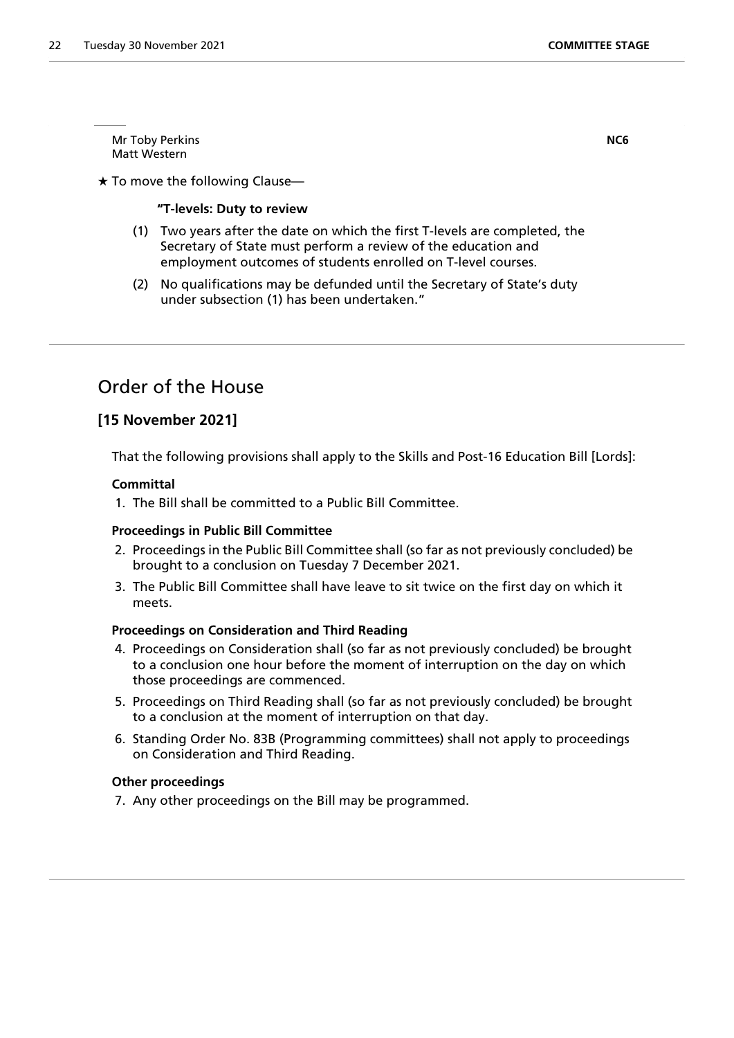Mr Toby Perkins
Matt Western

**NC6**

★ To move the following Clause—

**"T-levels: Duty to review**

(1) Two years after the date on which the first T-levels are completed, the Secretary of State must perform a review of the education and employment outcomes of students enrolled on T-level courses.

(2) No qualifications may be defunded until the Secretary of State's duty under subsection (1) has been undertaken."

## Order of the House

### [15 November 2021]

That the following provisions shall apply to the Skills and Post-16 Education Bill [Lords]:

**Committal**

1. The Bill shall be committed to a Public Bill Committee.

**Proceedings in Public Bill Committee**

2. Proceedings in the Public Bill Committee shall (so far as not previously concluded) be brought to a conclusion on Tuesday 7 December 2021.
3. The Public Bill Committee shall have leave to sit twice on the first day on which it meets.

**Proceedings on Consideration and Third Reading**

4. Proceedings on Consideration shall (so far as not previously concluded) be brought to a conclusion one hour before the moment of interruption on the day on which those proceedings are commenced.
5. Proceedings on Third Reading shall (so far as not previously concluded) be brought to a conclusion at the moment of interruption on that day.
6. Standing Order No. 83B (Programming committees) shall not apply to proceedings on Consideration and Third Reading.

**Other proceedings**

7. Any other proceedings on the Bill may be programmed.